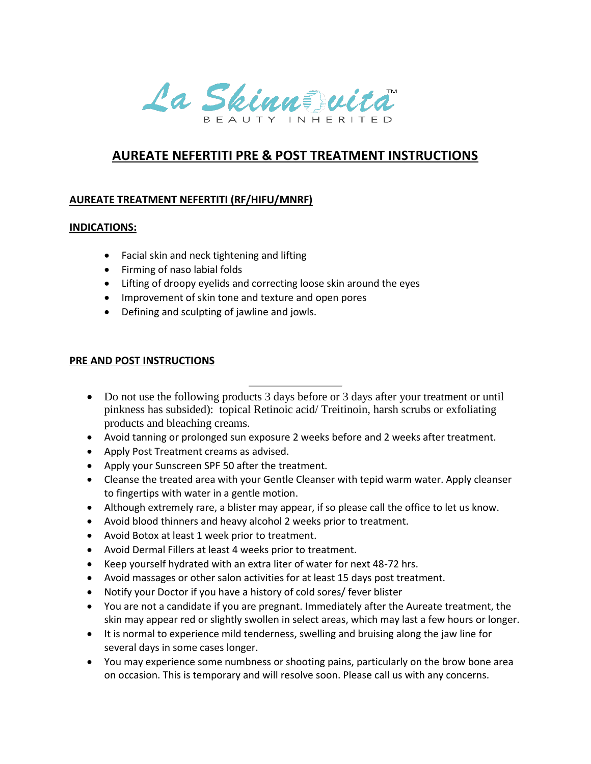La Skinnovita™

BEAUTY INHERITED

# AUREATE NEFERTITI PRE & POST TREATMENT INSTRUCTIONS

## AUREATE TREATMENT NEFERTITI (RF/HIFU/MNRF)

### INDICATIONS:

- Facial skin and neck tightening and lifting
- Firming of naso labial folds
- Lifting of droopy eyelids and correcting loose skin around the eyes
- Improvement of skin tone and texture and open pores
- Defining and sculpting of jawline and jowls.

### PRE AND POST INSTRUCTIONS

- Do not use the following products 3 days before or 3 days after your treatment or until pinkness has subsided): topical Retinoic acid/ Treitinoin, harsh scrubs or exfoliating products and bleaching creams.
- Avoid tanning or prolonged sun exposure 2 weeks before and 2 weeks after treatment.
- Apply Post Treatment creams as advised.
- Apply your Sunscreen SPF 50 after the treatment.
- Cleanse the treated area with your Gentle Cleanser with tepid warm water. Apply cleanser to fingertips with water in a gentle motion.
- Although extremely rare, a blister may appear, if so please call the office to let us know.
- Avoid blood thinners and heavy alcohol 2 weeks prior to treatment.
- Avoid Botox at least 1 week prior to treatment.
- Avoid Dermal Fillers at least 4 weeks prior to treatment.
- Keep yourself hydrated with an extra liter of water for next 48-72 hrs.
- Avoid massages or other salon activities for at least 15 days post treatment.
- Notify your Doctor if you have a history of cold sores/ fever blister
- You are not a candidate if you are pregnant. Immediately after the Aureate treatment, the skin may appear red or slightly swollen in select areas, which may last a few hours or longer.
- It is normal to experience mild tenderness, swelling and bruising along the jaw line for several days in some cases longer.
- You may experience some numbness or shooting pains, particularly on the brow bone area on occasion. This is temporary and will resolve soon. Please call us with any concerns.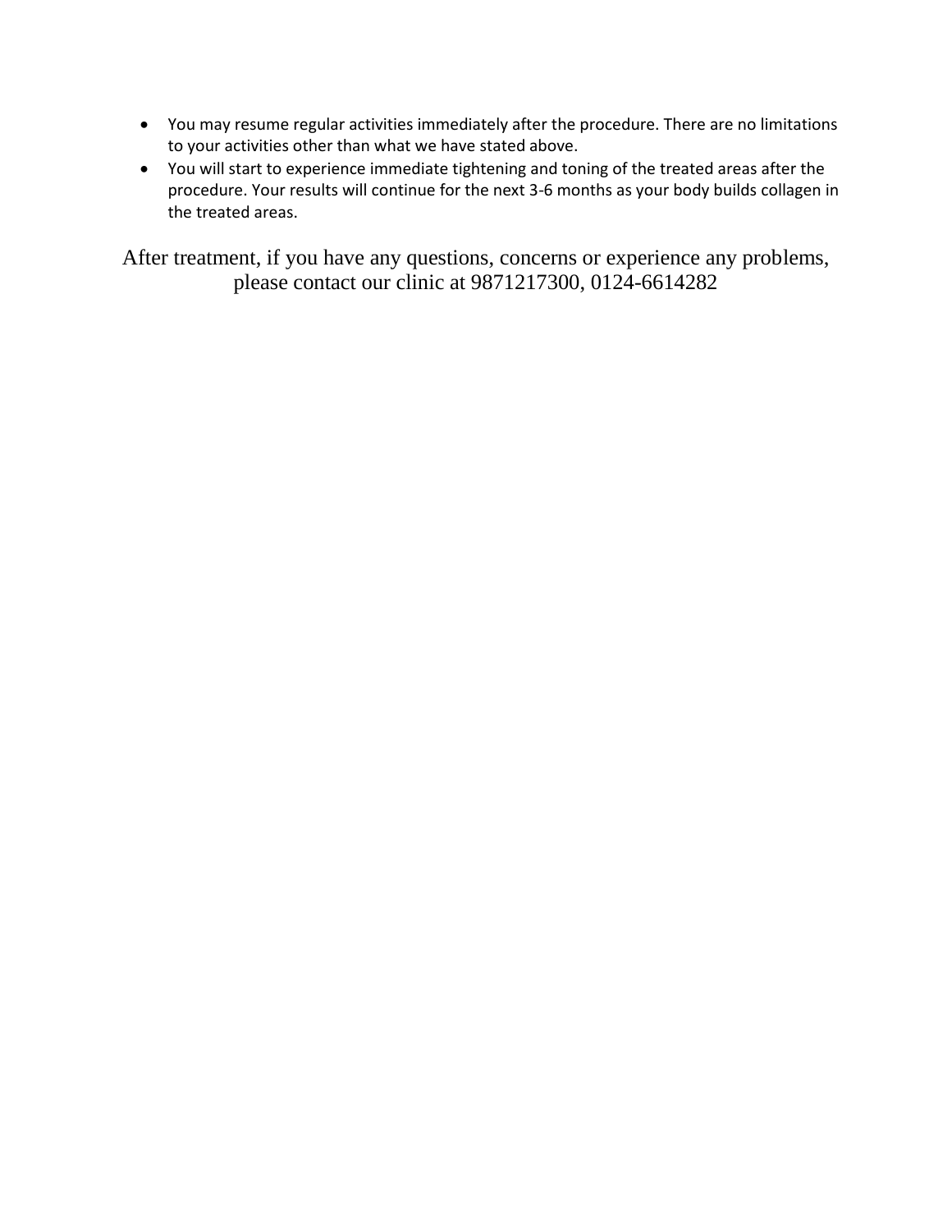- You may resume regular activities immediately after the procedure. There are no limitations to your activities other than what we have stated above.
- You will start to experience immediate tightening and toning of the treated areas after the procedure. Your results will continue for the next 3-6 months as your body builds collagen in the treated areas.

After treatment, if you have any questions, concerns or experience any problems, please contact our clinic at 9871217300, 0124-6614282